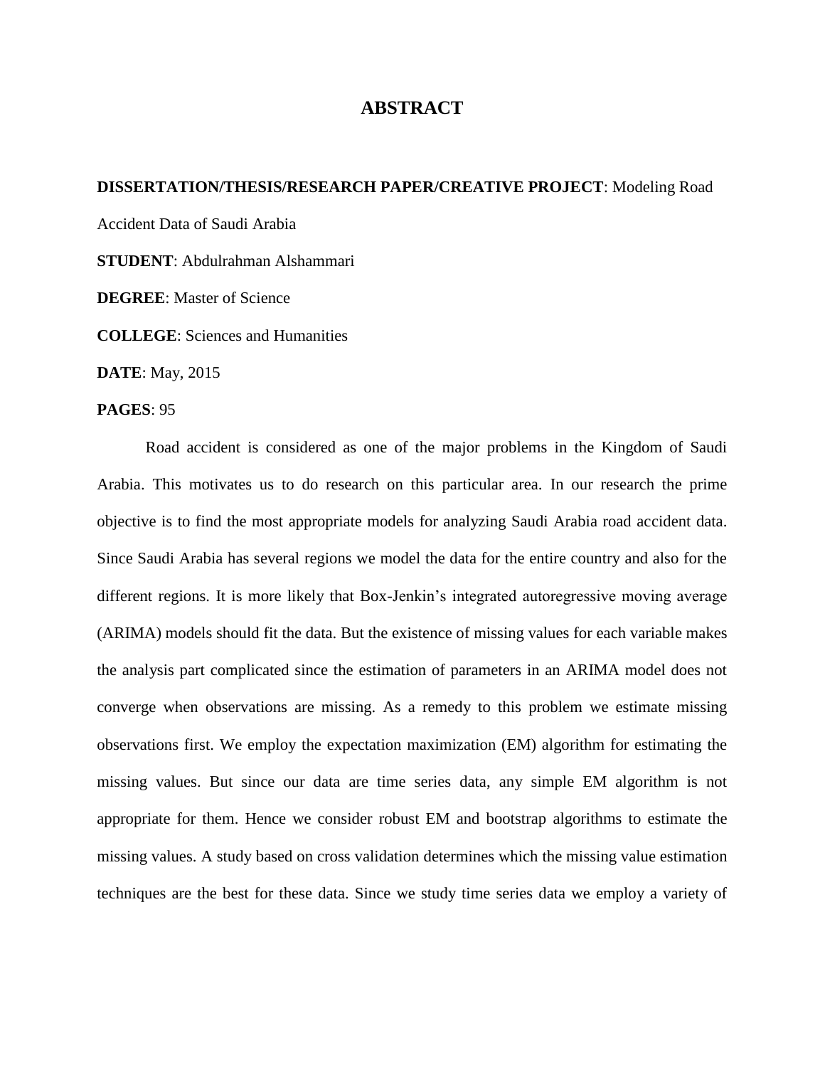# ABSTRACT

**DISSERTATION/THESIS/RESEARCH PAPER/CREATIVE PROJECT**: Modeling Road Accident Data of Saudi Arabia

**STUDENT**: Abdulrahman Alshammari

**DEGREE**: Master of Science

**COLLEGE**: Sciences and Humanities

**DATE**: May, 2015

**PAGES**: 95

Road accident is considered as one of the major problems in the Kingdom of Saudi Arabia. This motivates us to do research on this particular area. In our research the prime objective is to find the most appropriate models for analyzing Saudi Arabia road accident data. Since Saudi Arabia has several regions we model the data for the entire country and also for the different regions. It is more likely that Box-Jenkin's integrated autoregressive moving average (ARIMA) models should fit the data. But the existence of missing values for each variable makes the analysis part complicated since the estimation of parameters in an ARIMA model does not converge when observations are missing. As a remedy to this problem we estimate missing observations first. We employ the expectation maximization (EM) algorithm for estimating the missing values. But since our data are time series data, any simple EM algorithm is not appropriate for them. Hence we consider robust EM and bootstrap algorithms to estimate the missing values. A study based on cross validation determines which the missing value estimation techniques are the best for these data. Since we study time series data we employ a variety of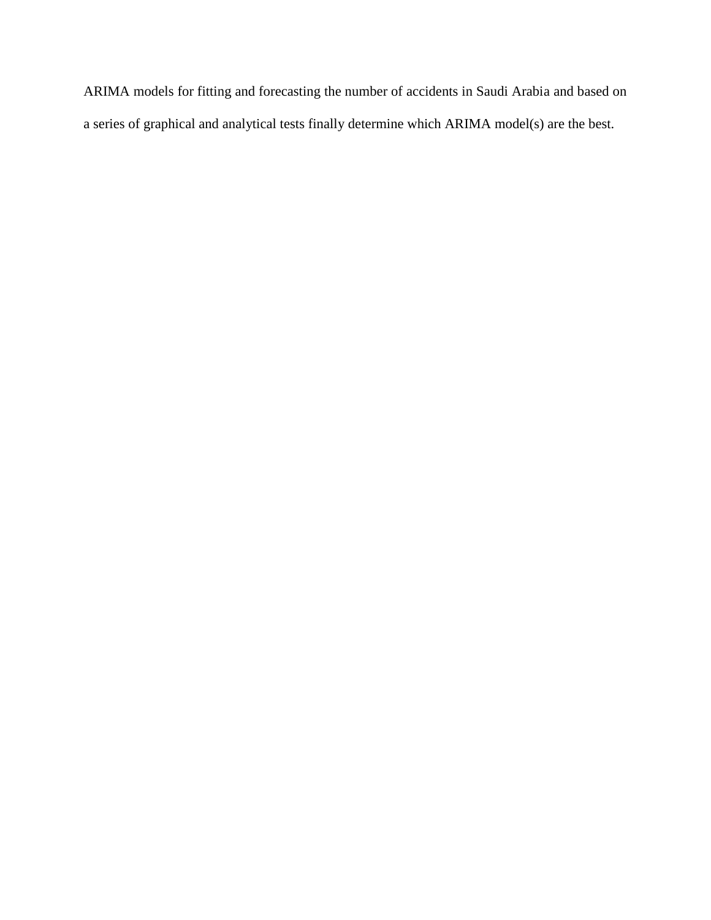ARIMA models for fitting and forecasting the number of accidents in Saudi Arabia and based on a series of graphical and analytical tests finally determine which ARIMA model(s) are the best.